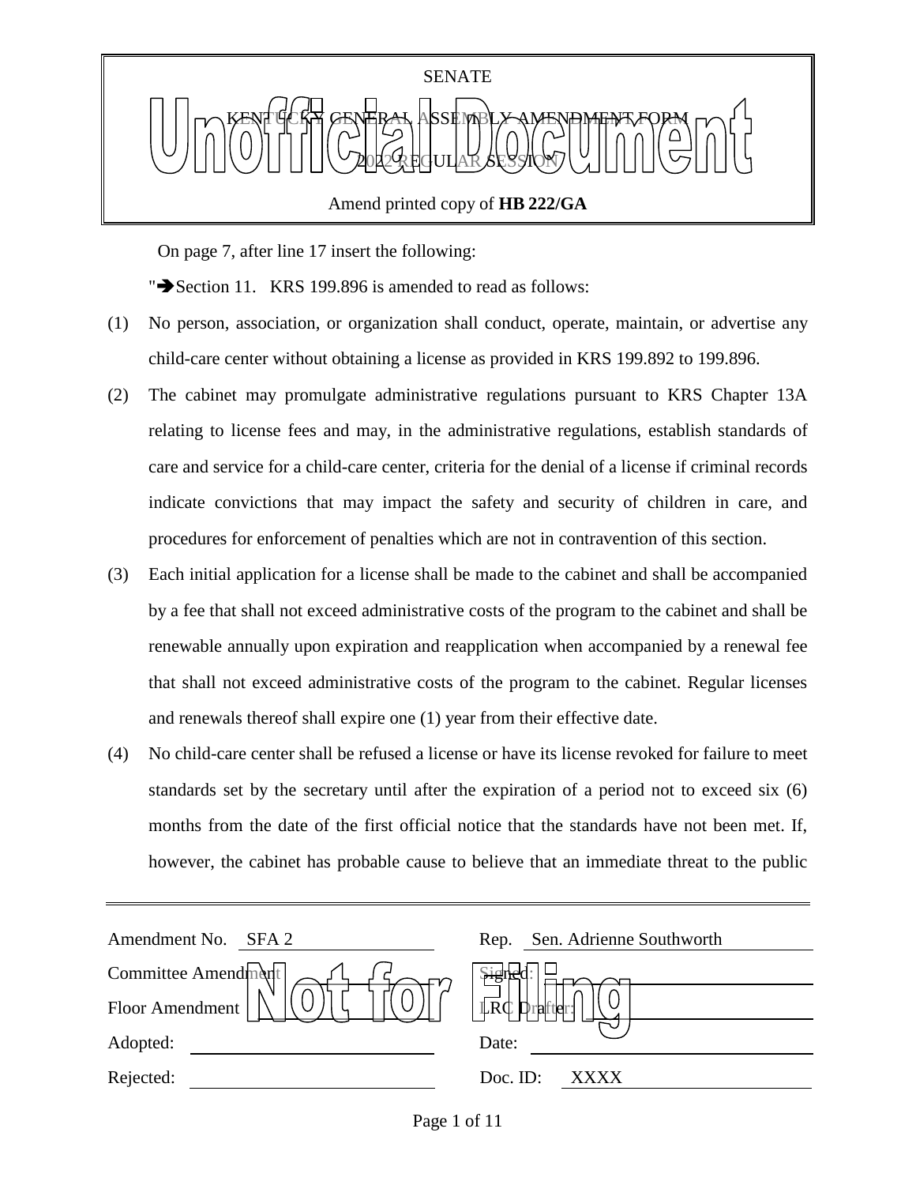SENATE

KENTUCKY GENERAL ASSEMBLY AMENDMENT FORM

2022 REGULAR SESSION

Amend printed copy of **HB 222/GA**

Unofficial Document

On page 7, after line 17 insert the following:

"➔Section 11. KRS 199.896 is amended to read as follows:

(1) No person, association, or organization shall conduct, operate, maintain, or advertise any child-care center without obtaining a license as provided in KRS 199.892 to 199.896.

(2) The cabinet may promulgate administrative regulations pursuant to KRS Chapter 13A relating to license fees and may, in the administrative regulations, establish standards of care and service for a child-care center, criteria for the denial of a license if criminal records indicate convictions that may impact the safety and security of children in care, and procedures for enforcement of penalties which are not in contravention of this section.

(3) Each initial application for a license shall be made to the cabinet and shall be accompanied by a fee that shall not exceed administrative costs of the program to the cabinet and shall be renewable annually upon expiration and reapplication when accompanied by a renewal fee that shall not exceed administrative costs of the program to the cabinet. Regular licenses and renewals thereof shall expire one (1) year from their effective date.

(4) No child-care center shall be refused a license or have its license revoked for failure to meet standards set by the secretary until after the expiration of a period not to exceed six (6) months from the date of the first official notice that the standards have not been met. If, however, the cabinet has probable cause to believe that an immediate threat to the public

| | |
|---|---|
| Amendment No. SFA 2 | Rep. Sen. Adrienne Southworth |
| Committee Amendment | Signed: |
| Floor Amendment | LRC Drafter: |
| Adopted: | Date: |
| Rejected: | Doc. ID: XXXX |

Not for Filing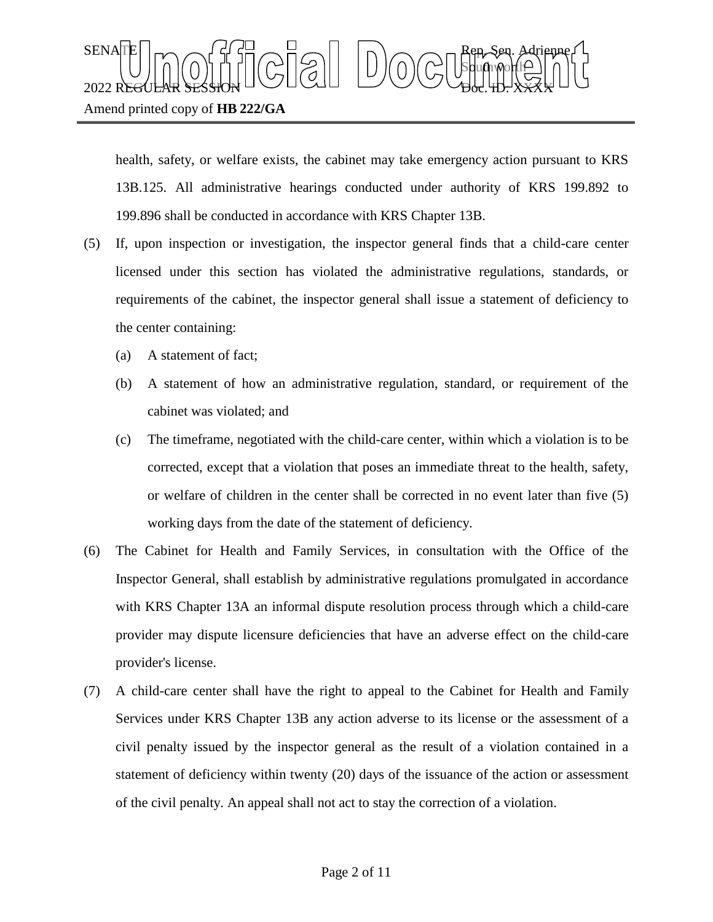health, safety, or welfare exists, the cabinet may take emergency action pursuant to KRS 13B.125. All administrative hearings conducted under authority of KRS 199.892 to 199.896 shall be conducted in accordance with KRS Chapter 13B.

(5) If, upon inspection or investigation, the inspector general finds that a child-care center licensed under this section has violated the administrative regulations, standards, or requirements of the cabinet, the inspector general shall issue a statement of deficiency to the center containing:

(a) A statement of fact;

(b) A statement of how an administrative regulation, standard, or requirement of the cabinet was violated; and

(c) The timeframe, negotiated with the child-care center, within which a violation is to be corrected, except that a violation that poses an immediate threat to the health, safety, or welfare of children in the center shall be corrected in no event later than five (5) working days from the date of the statement of deficiency.

(6) The Cabinet for Health and Family Services, in consultation with the Office of the Inspector General, shall establish by administrative regulations promulgated in accordance with KRS Chapter 13A an informal dispute resolution process through which a child-care provider may dispute licensure deficiencies that have an adverse effect on the child-care provider's license.

(7) A child-care center shall have the right to appeal to the Cabinet for Health and Family Services under KRS Chapter 13B any action adverse to its license or the assessment of a civil penalty issued by the inspector general as the result of a violation contained in a statement of deficiency within twenty (20) days of the issuance of the action or assessment of the civil penalty. An appeal shall not act to stay the correction of a violation.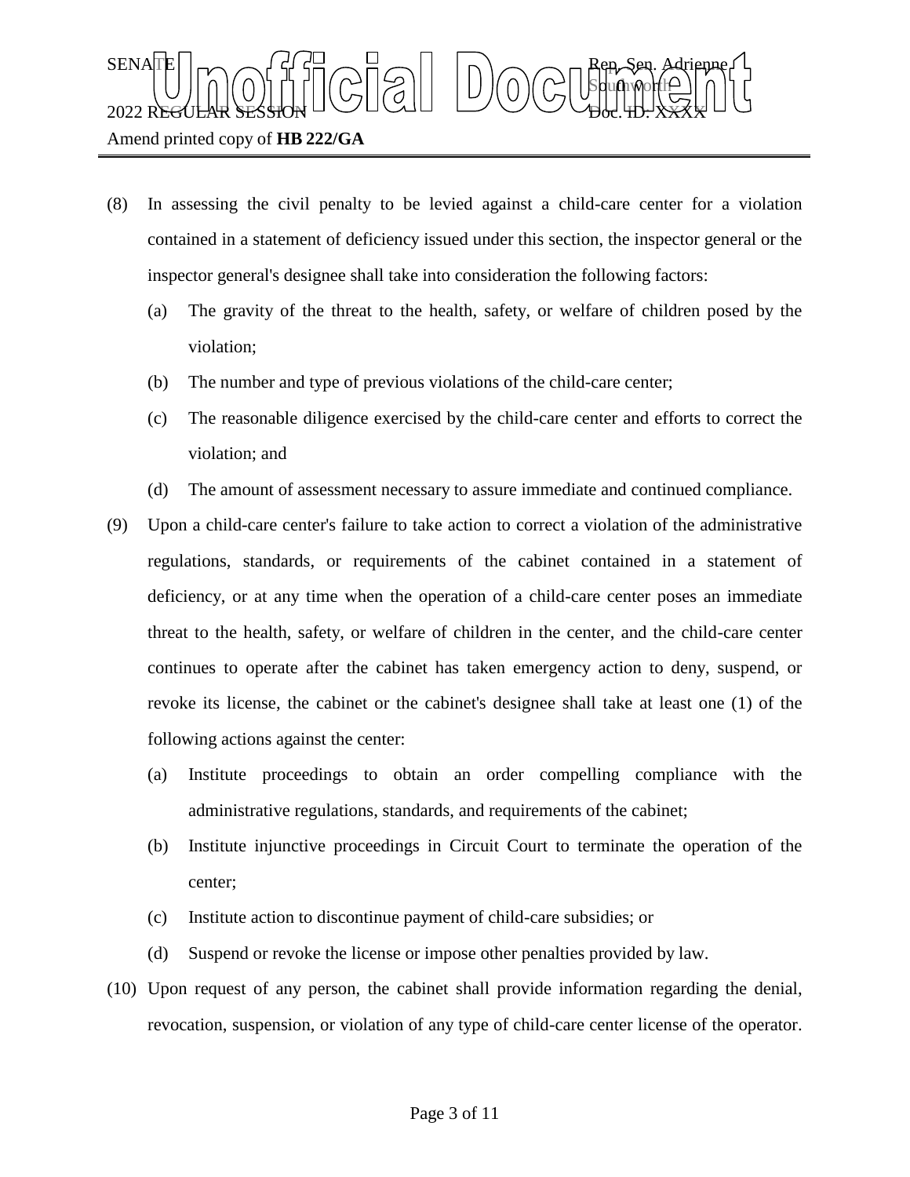(8) In assessing the civil penalty to be levied against a child-care center for a violation contained in a statement of deficiency issued under this section, the inspector general or the inspector general's designee shall take into consideration the following factors:

   (a) The gravity of the threat to the health, safety, or welfare of children posed by the violation;

   (b) The number and type of previous violations of the child-care center;

   (c) The reasonable diligence exercised by the child-care center and efforts to correct the violation; and

   (d) The amount of assessment necessary to assure immediate and continued compliance.

(9) Upon a child-care center's failure to take action to correct a violation of the administrative regulations, standards, or requirements of the cabinet contained in a statement of deficiency, or at any time when the operation of a child-care center poses an immediate threat to the health, safety, or welfare of children in the center, and the child-care center continues to operate after the cabinet has taken emergency action to deny, suspend, or revoke its license, the cabinet or the cabinet's designee shall take at least one (1) of the following actions against the center:

   (a) Institute proceedings to obtain an order compelling compliance with the administrative regulations, standards, and requirements of the cabinet;

   (b) Institute injunctive proceedings in Circuit Court to terminate the operation of the center;

   (c) Institute action to discontinue payment of child-care subsidies; or

   (d) Suspend or revoke the license or impose other penalties provided by law.

(10) Upon request of any person, the cabinet shall provide information regarding the denial, revocation, suspension, or violation of any type of child-care center license of the operator.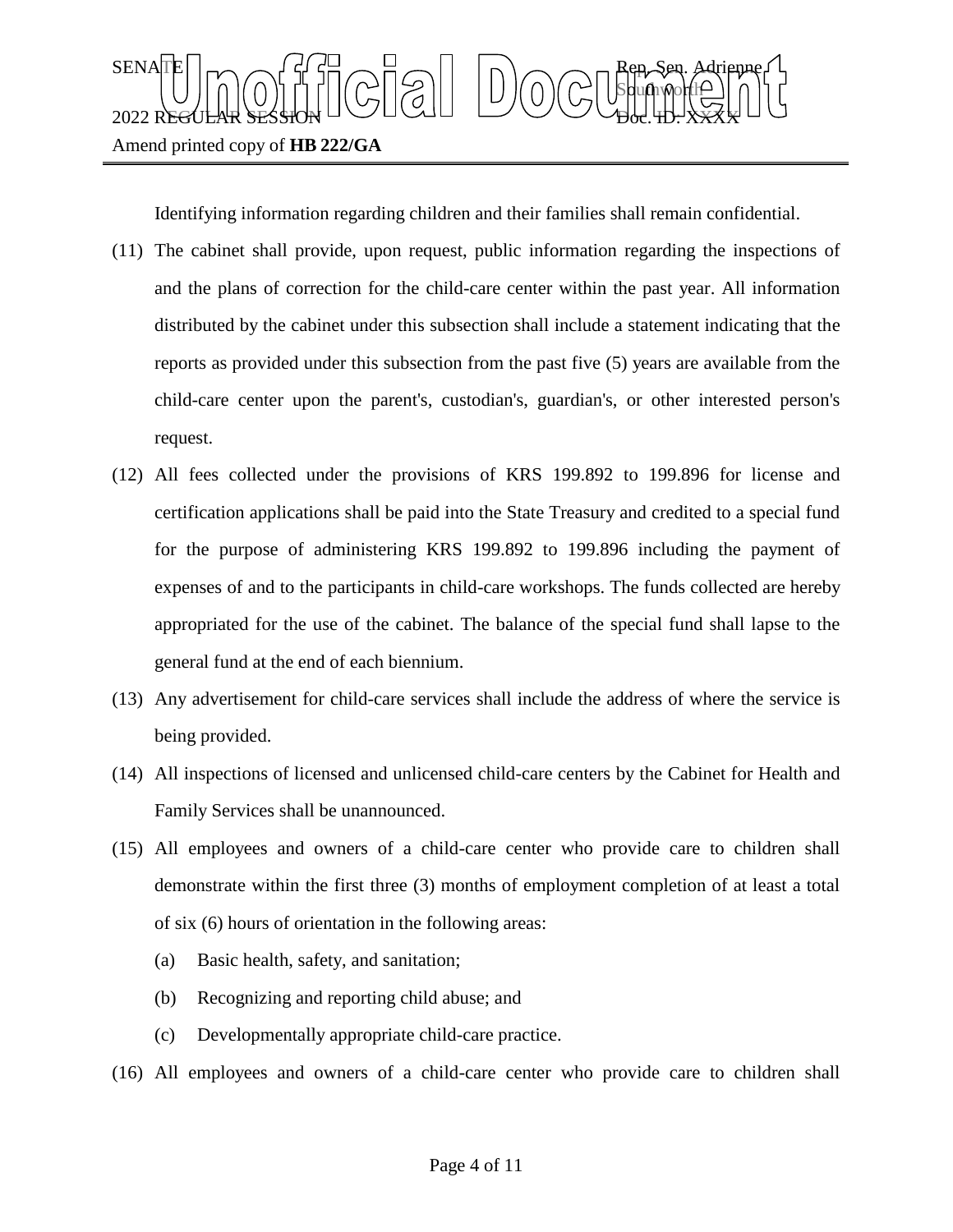Identifying information regarding children and their families shall remain confidential.

(11) The cabinet shall provide, upon request, public information regarding the inspections of and the plans of correction for the child-care center within the past year. All information distributed by the cabinet under this subsection shall include a statement indicating that the reports as provided under this subsection from the past five (5) years are available from the child-care center upon the parent's, custodian's, guardian's, or other interested person's request.

(12) All fees collected under the provisions of KRS 199.892 to 199.896 for license and certification applications shall be paid into the State Treasury and credited to a special fund for the purpose of administering KRS 199.892 to 199.896 including the payment of expenses of and to the participants in child-care workshops. The funds collected are hereby appropriated for the use of the cabinet. The balance of the special fund shall lapse to the general fund at the end of each biennium.

(13) Any advertisement for child-care services shall include the address of where the service is being provided.

(14) All inspections of licensed and unlicensed child-care centers by the Cabinet for Health and Family Services shall be unannounced.

(15) All employees and owners of a child-care center who provide care to children shall demonstrate within the first three (3) months of employment completion of at least a total of six (6) hours of orientation in the following areas:

(a) Basic health, safety, and sanitation;

(b) Recognizing and reporting child abuse; and

(c) Developmentally appropriate child-care practice.

(16) All employees and owners of a child-care center who provide care to children shall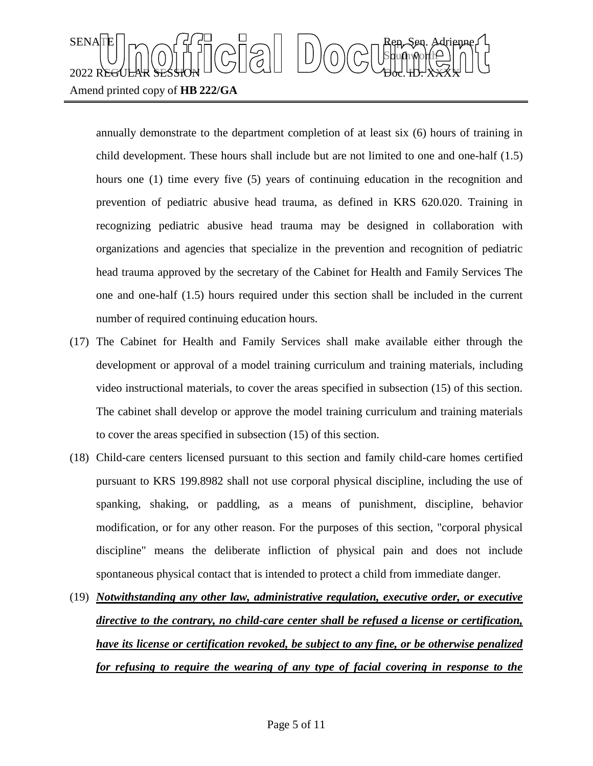annually demonstrate to the department completion of at least six (6) hours of training in child development. These hours shall include but are not limited to one and one-half (1.5) hours one (1) time every five (5) years of continuing education in the recognition and prevention of pediatric abusive head trauma, as defined in KRS 620.020. Training in recognizing pediatric abusive head trauma may be designed in collaboration with organizations and agencies that specialize in the prevention and recognition of pediatric head trauma approved by the secretary of the Cabinet for Health and Family Services The one and one-half (1.5) hours required under this section shall be included in the current number of required continuing education hours.

(17) The Cabinet for Health and Family Services shall make available either through the development or approval of a model training curriculum and training materials, including video instructional materials, to cover the areas specified in subsection (15) of this section. The cabinet shall develop or approve the model training curriculum and training materials to cover the areas specified in subsection (15) of this section.

(18) Child-care centers licensed pursuant to this section and family child-care homes certified pursuant to KRS 199.8982 shall not use corporal physical discipline, including the use of spanking, shaking, or paddling, as a means of punishment, discipline, behavior modification, or for any other reason. For the purposes of this section, "corporal physical discipline" means the deliberate infliction of physical pain and does not include spontaneous physical contact that is intended to protect a child from immediate danger.

(19) ***Notwithstanding any other law, administrative regulation, executive order, or executive directive to the contrary, no child-care center shall be refused a license or certification, have its license or certification revoked, be subject to any fine, or be otherwise penalized for refusing to require the wearing of any type of facial covering in response to the***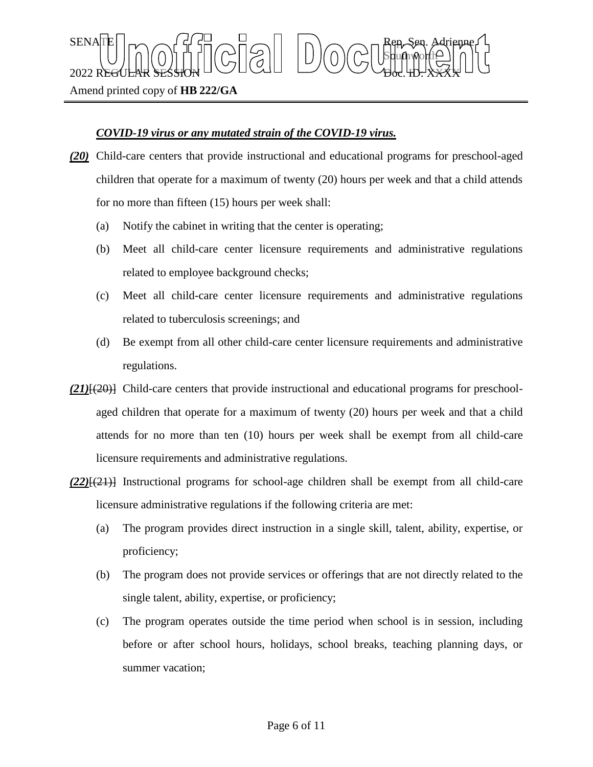***COVID-19 virus or any mutated strain of the COVID-19 virus.***

***(20)*** Child-care centers that provide instructional and educational programs for preschool-aged children that operate for a maximum of twenty (20) hours per week and that a child attends for no more than fifteen (15) hours per week shall:

(a) Notify the cabinet in writing that the center is operating;

(b) Meet all child-care center licensure requirements and administrative regulations related to employee background checks;

(c) Meet all child-care center licensure requirements and administrative regulations related to tuberculosis screenings; and

(d) Be exempt from all other child-care center licensure requirements and administrative regulations.

***(21)***~~[(20)]~~ Child-care centers that provide instructional and educational programs for preschool-aged children that operate for a maximum of twenty (20) hours per week and that a child attends for no more than ten (10) hours per week shall be exempt from all child-care licensure requirements and administrative regulations.

***(22)***~~[(21)]~~ Instructional programs for school-age children shall be exempt from all child-care licensure administrative regulations if the following criteria are met:

(a) The program provides direct instruction in a single skill, talent, ability, expertise, or proficiency;

(b) The program does not provide services or offerings that are not directly related to the single talent, ability, expertise, or proficiency;

(c) The program operates outside the time period when school is in session, including before or after school hours, holidays, school breaks, teaching planning days, or summer vacation;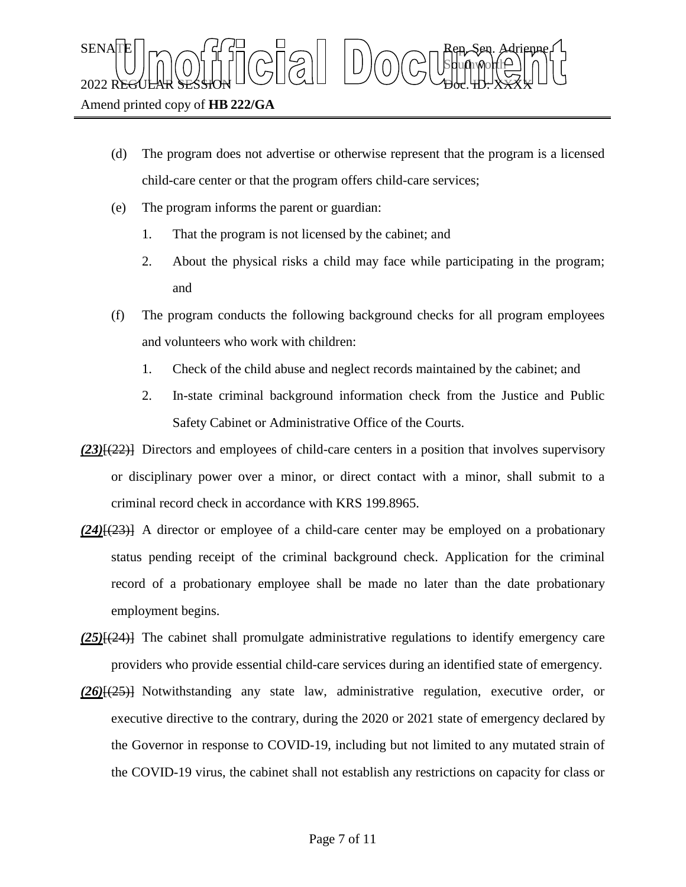(d) The program does not advertise or otherwise represent that the program is a licensed child-care center or that the program offers child-care services;

(e) The program informs the parent or guardian:

1. That the program is not licensed by the cabinet; and
2. About the physical risks a child may face while participating in the program; and

(f) The program conducts the following background checks for all program employees and volunteers who work with children:

1. Check of the child abuse and neglect records maintained by the cabinet; and
2. In-state criminal background information check from the Justice and Public Safety Cabinet or Administrative Office of the Courts.

***(23)***~~[(22)]~~ Directors and employees of child-care centers in a position that involves supervisory or disciplinary power over a minor, or direct contact with a minor, shall submit to a criminal record check in accordance with KRS 199.8965.

***(24)***~~[(23)]~~ A director or employee of a child-care center may be employed on a probationary status pending receipt of the criminal background check. Application for the criminal record of a probationary employee shall be made no later than the date probationary employment begins.

***(25)***~~[(24)]~~ The cabinet shall promulgate administrative regulations to identify emergency care providers who provide essential child-care services during an identified state of emergency.

***(26)***~~[(25)]~~ Notwithstanding any state law, administrative regulation, executive order, or executive directive to the contrary, during the 2020 or 2021 state of emergency declared by the Governor in response to COVID-19, including but not limited to any mutated strain of the COVID-19 virus, the cabinet shall not establish any restrictions on capacity for class or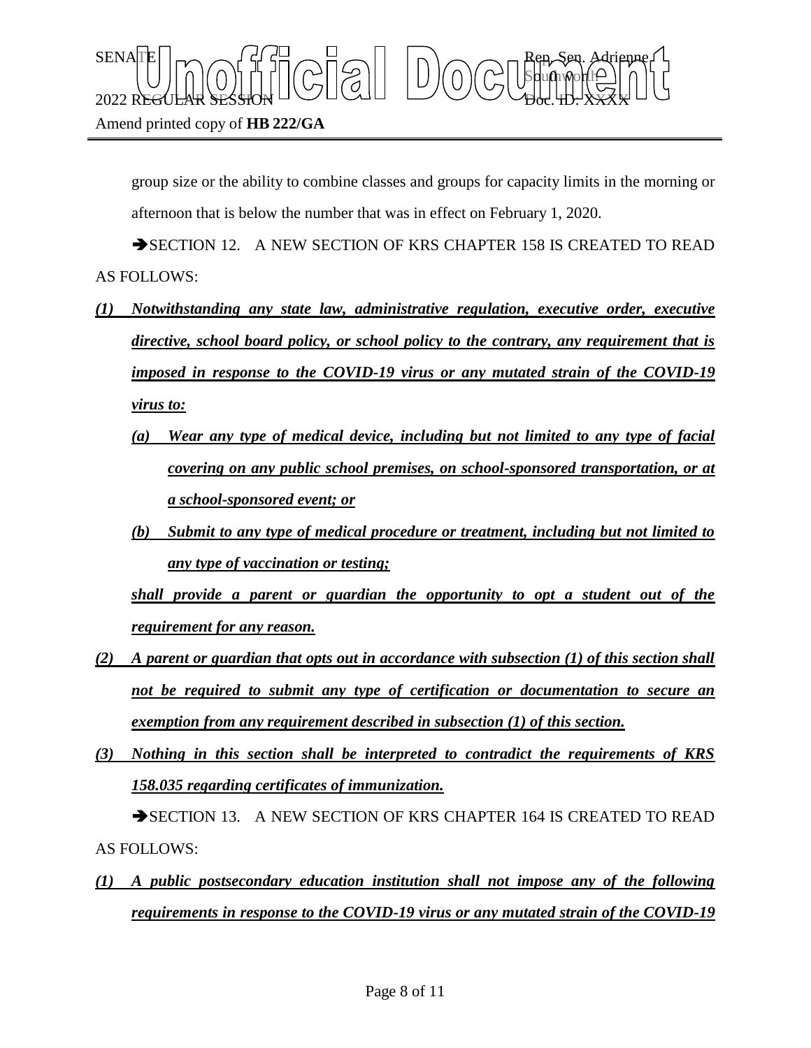group size or the ability to combine classes and groups for capacity limits in the morning or afternoon that is below the number that was in effect on February 1, 2020.

➔SECTION 12. A NEW SECTION OF KRS CHAPTER 158 IS CREATED TO READ AS FOLLOWS:

***(1) Notwithstanding any state law, administrative regulation, executive order, executive directive, school board policy, or school policy to the contrary, any requirement that is imposed in response to the COVID-19 virus or any mutated strain of the COVID-19 virus to:***

***(a) Wear any type of medical device, including but not limited to any type of facial covering on any public school premises, on school-sponsored transportation, or at a school-sponsored event; or***

***(b) Submit to any type of medical procedure or treatment, including but not limited to any type of vaccination or testing;***

***shall provide a parent or guardian the opportunity to opt a student out of the requirement for any reason.***

***(2) A parent or guardian that opts out in accordance with subsection (1) of this section shall not be required to submit any type of certification or documentation to secure an exemption from any requirement described in subsection (1) of this section.***

***(3) Nothing in this section shall be interpreted to contradict the requirements of KRS 158.035 regarding certificates of immunization.***

➔SECTION 13. A NEW SECTION OF KRS CHAPTER 164 IS CREATED TO READ AS FOLLOWS:

***(1) A public postsecondary education institution shall not impose any of the following requirements in response to the COVID-19 virus or any mutated strain of the COVID-19***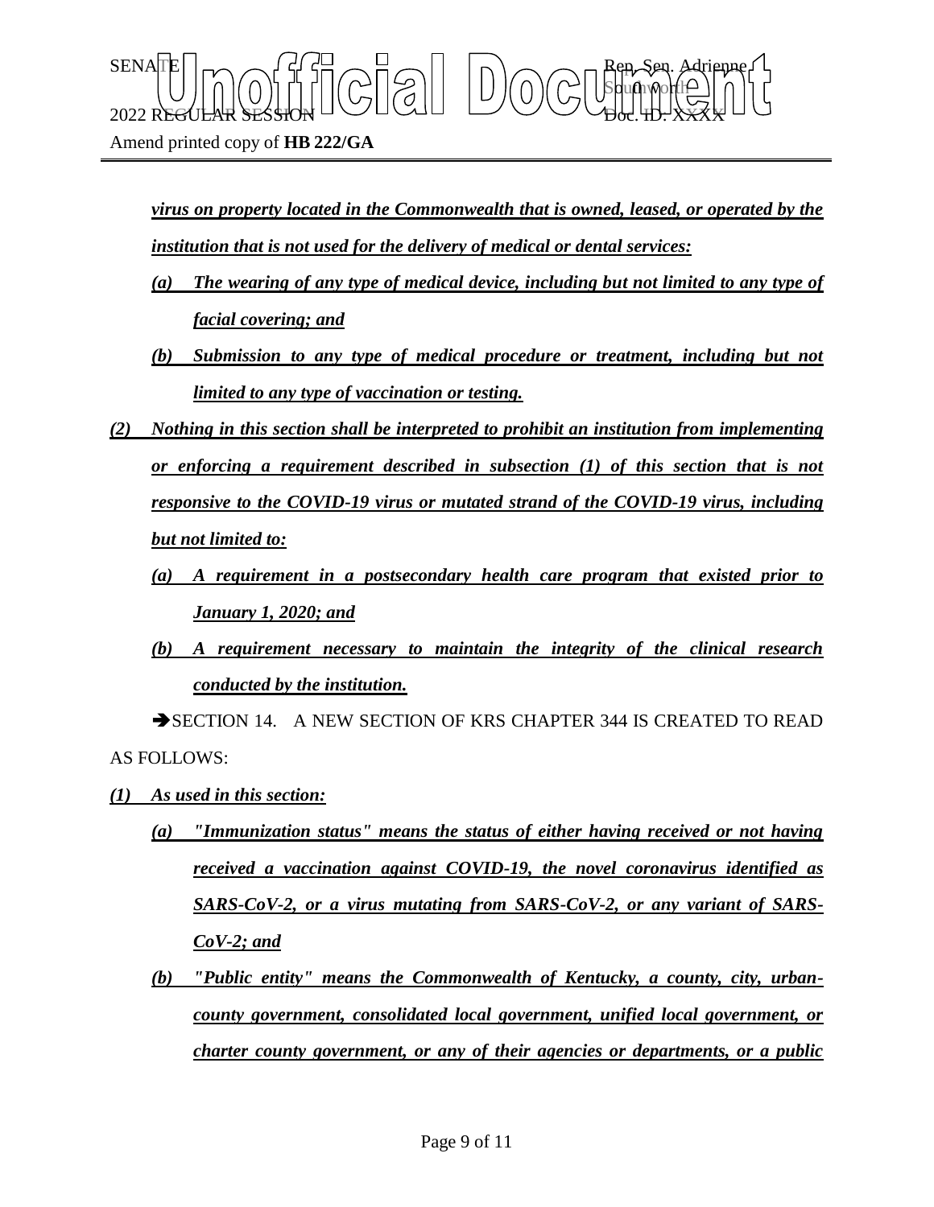***virus on property located in the Commonwealth that is owned, leased, or operated by the institution that is not used for the delivery of medical or dental services:***

***(a) The wearing of any type of medical device, including but not limited to any type of facial covering; and***

***(b) Submission to any type of medical procedure or treatment, including but not limited to any type of vaccination or testing.***

***(2) Nothing in this section shall be interpreted to prohibit an institution from implementing or enforcing a requirement described in subsection (1) of this section that is not responsive to the COVID-19 virus or mutated strand of the COVID-19 virus, including but not limited to:***

***(a) A requirement in a postsecondary health care program that existed prior to January 1, 2020; and***

***(b) A requirement necessary to maintain the integrity of the clinical research conducted by the institution.***

➔SECTION 14. A NEW SECTION OF KRS CHAPTER 344 IS CREATED TO READ AS FOLLOWS:

***(1) As used in this section:***

***(a) "Immunization status" means the status of either having received or not having received a vaccination against COVID-19, the novel coronavirus identified as SARS-CoV-2, or a virus mutating from SARS-CoV-2, or any variant of SARS-CoV-2; and***

***(b) "Public entity" means the Commonwealth of Kentucky, a county, city, urban-county government, consolidated local government, unified local government, or charter county government, or any of their agencies or departments, or a public***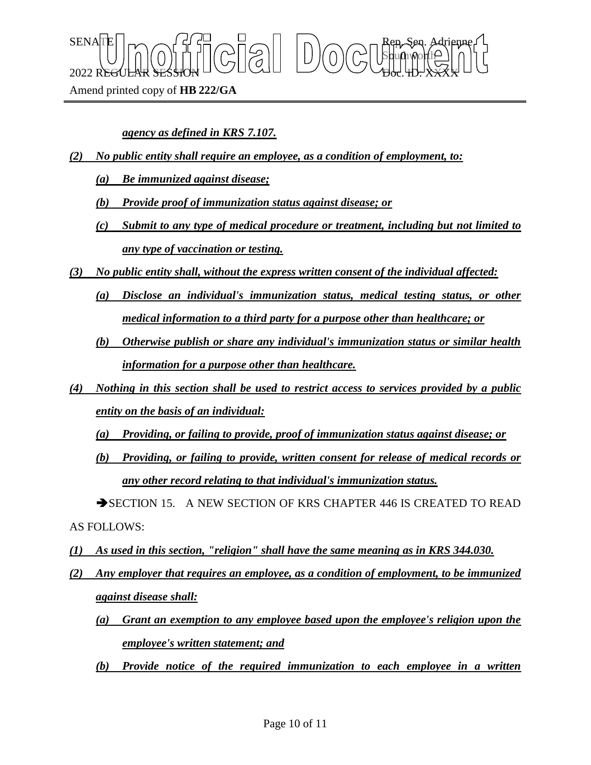***agency as defined in KRS 7.107.***

***(2) No public entity shall require an employee, as a condition of employment, to:***

***(a) Be immunized against disease;***

***(b) Provide proof of immunization status against disease; or***

***(c) Submit to any type of medical procedure or treatment, including but not limited to any type of vaccination or testing.***

***(3) No public entity shall, without the express written consent of the individual affected:***

***(a) Disclose an individual's immunization status, medical testing status, or other medical information to a third party for a purpose other than healthcare; or***

***(b) Otherwise publish or share any individual's immunization status or similar health information for a purpose other than healthcare.***

***(4) Nothing in this section shall be used to restrict access to services provided by a public entity on the basis of an individual:***

***(a) Providing, or failing to provide, proof of immunization status against disease; or***

***(b) Providing, or failing to provide, written consent for release of medical records or any other record relating to that individual's immunization status.***

➔SECTION 15. A NEW SECTION OF KRS CHAPTER 446 IS CREATED TO READ AS FOLLOWS:

***(1) As used in this section, "religion" shall have the same meaning as in KRS 344.030.***

***(2) Any employer that requires an employee, as a condition of employment, to be immunized against disease shall:***

***(a) Grant an exemption to any employee based upon the employee's religion upon the employee's written statement; and***

***(b) Provide notice of the required immunization to each employee in a written***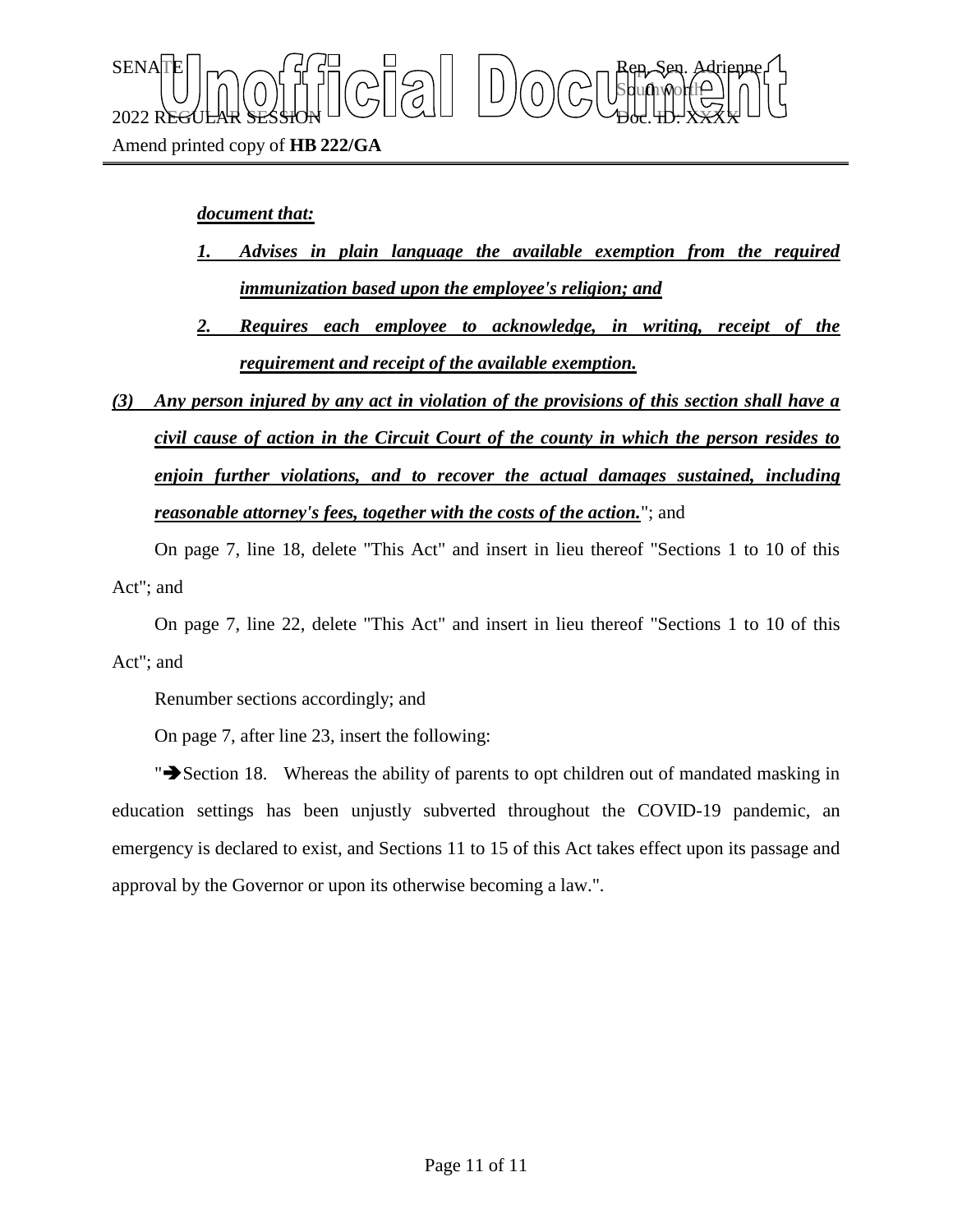***document that:***

1. ***Advises in plain language the available exemption from the required immunization based upon the employee's religion; and***
2. ***Requires each employee to acknowledge, in writing, receipt of the requirement and receipt of the available exemption.***

***(3) Any person injured by any act in violation of the provisions of this section shall have a civil cause of action in the Circuit Court of the county in which the person resides to enjoin further violations, and to recover the actual damages sustained, including reasonable attorney's fees, together with the costs of the action.***"; and

On page 7, line 18, delete "This Act" and insert in lieu thereof "Sections 1 to 10 of this Act"; and

On page 7, line 22, delete "This Act" and insert in lieu thereof "Sections 1 to 10 of this Act"; and

Renumber sections accordingly; and

On page 7, after line 23, insert the following:

"➔Section 18. Whereas the ability of parents to opt children out of mandated masking in education settings has been unjustly subverted throughout the COVID-19 pandemic, an emergency is declared to exist, and Sections 11 to 15 of this Act takes effect upon its passage and approval by the Governor or upon its otherwise becoming a law.".